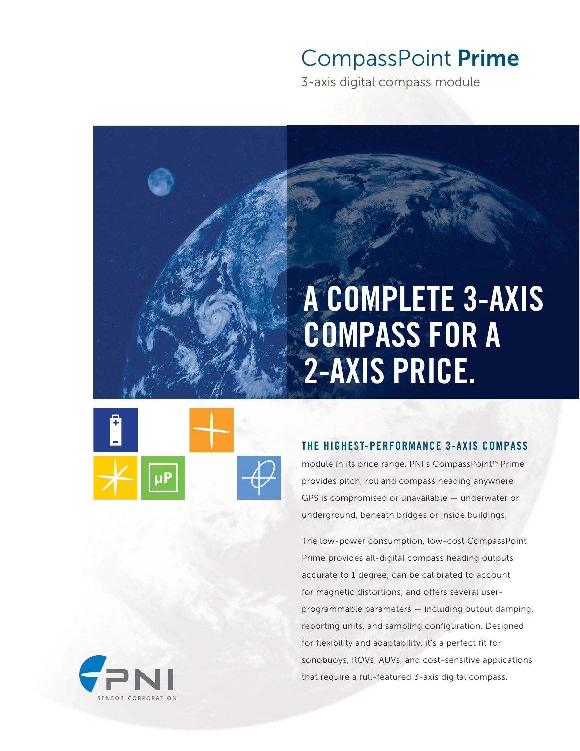# CompassPoint **Prime**

3-axis digital compass module

## A COMPLETE 3-AXIS COMPASS FOR A 2-AXIS PRICE.

### THE HIGHEST-PERFORMANCE 3-AXIS COMPASS

module in its price range, PNI's CompassPoint™ Prime provides pitch, roll and compass heading anywhere GPS is compromised or unavailable — underwater or underground, beneath bridges or inside buildings.

The low-power consumption, low-cost CompassPoint Prime provides all-digital compass heading outputs accurate to 1 degree, can be calibrated to account for magnetic distortions, and offers several user-programmable parameters — including output damping, reporting units, and sampling configuration. Designed for flexibility and adaptability, it's a perfect fit for sonobuoys, ROVs, AUVs, and cost-sensitive applications that require a full-featured 3-axis digital compass.

PNI SENSOR CORPORATION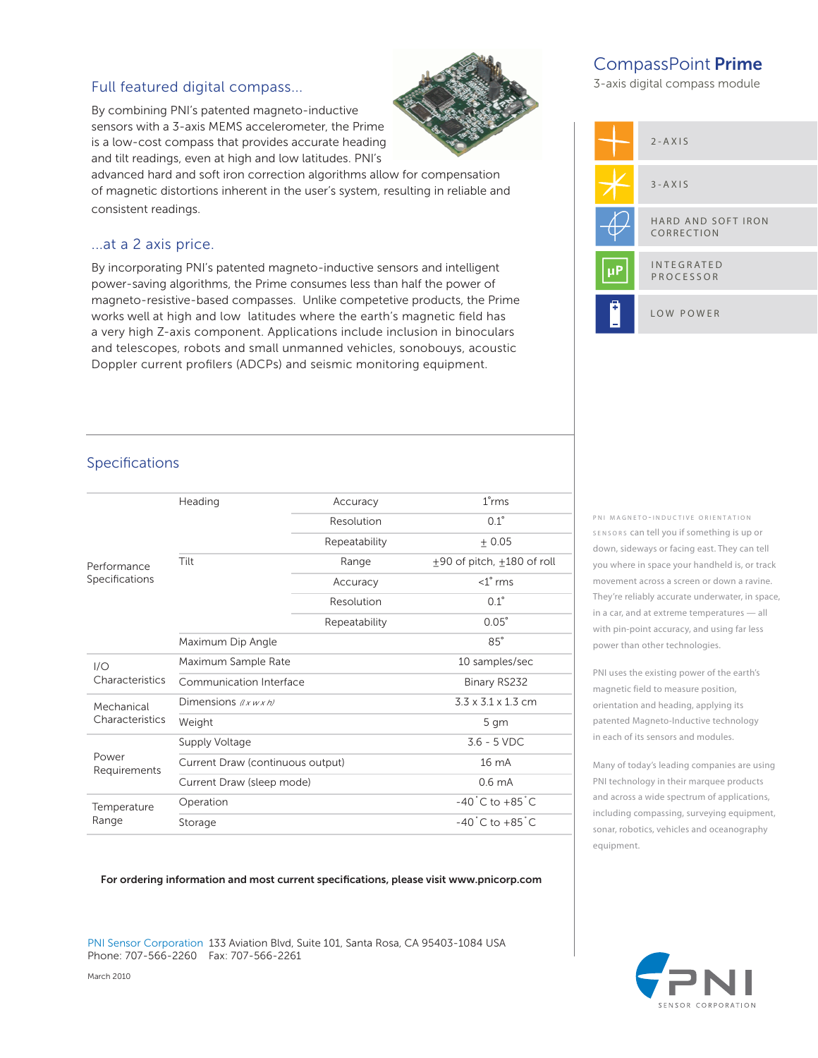# CompassPoint **Prime**

3-axis digital compass module

- 2-AXIS
- 3-AXIS
- HARD AND SOFT IRON CORRECTION
- INTEGRATED PROCESSOR
- LOW POWER

## Full featured digital compass...

By combining PNI's patented magneto-inductive sensors with a 3-axis MEMS accelerometer, the Prime is a low-cost compass that provides accurate heading and tilt readings, even at high and low latitudes. PNI's advanced hard and soft iron correction algorithms allow for compensation of magnetic distortions inherent in the user's system, resulting in reliable and consistent readings.

## ...at a 2 axis price.

By incorporating PNI's patented magneto-inductive sensors and intelligent power-saving algorithms, the Prime consumes less than half the power of magneto-resistive-based compasses. Unlike competetive products, the Prime works well at high and low latitudes where the earth's magnetic field has a very high Z-axis component. Applications include inclusion in binoculars and telescopes, robots and small unmanned vehicles, sonobouys, acoustic Doppler current profilers (ADCPs) and seismic monitoring equipment.

## Specifications

| | | | |
|---|---|---|---|
| Performance Specifications | Heading | Accuracy | 1°rms |
| | | Resolution | 0.1° |
| | | Repeatability | ± 0.05 |
| | Tilt | Range | ±90 of pitch, ±180 of roll |
| | | Accuracy | <1° rms |
| | | Resolution | 0.1° |
| | | Repeatability | 0.05° |
| | Maximum Dip Angle | | 85° |
| I/O Characteristics | Maximum Sample Rate | | 10 samples/sec |
| | Communication Interface | | Binary RS232 |
| Mechanical Characteristics | Dimensions *(l x w x h)* | | 3.3 x 3.1 x 1.3 cm |
| | Weight | | 5 gm |
| Power Requirements | Supply Voltage | | 3.6 - 5 VDC |
| | Current Draw (continuous output) | | 16 mA |
| | Current Draw (sleep mode) | | 0.6 mA |
| Temperature Range | Operation | | -40°C to +85°C |
| | Storage | | -40°C to +85°C |

**For ordering information and most current specifications, please visit www.pnicorp.com**

PNI MAGNETO-INDUCTIVE ORIENTATION SENSORS can tell you if something is up or down, sideways or facing east. They can tell you where in space your handheld is, or track movement across a screen or down a ravine. They're reliably accurate underwater, in space, in a car, and at extreme temperatures — all with pin-point accuracy, and using far less power than other technologies.

PNI uses the existing power of the earth's magnetic field to measure position, orientation and heading, applying its patented Magneto-Inductive technology in each of its sensors and modules.

Many of today's leading companies are using PNI technology in their marquee products and across a wide spectrum of applications, including compassing, surveying equipment, sonar, robotics, vehicles and oceanography equipment.

PNI Sensor Corporation 133 Aviation Blvd, Suite 101, Santa Rosa, CA 95403-1084 USA
Phone: 707-566-2260 Fax: 707-566-2261

March 2010

PNI SENSOR CORPORATION